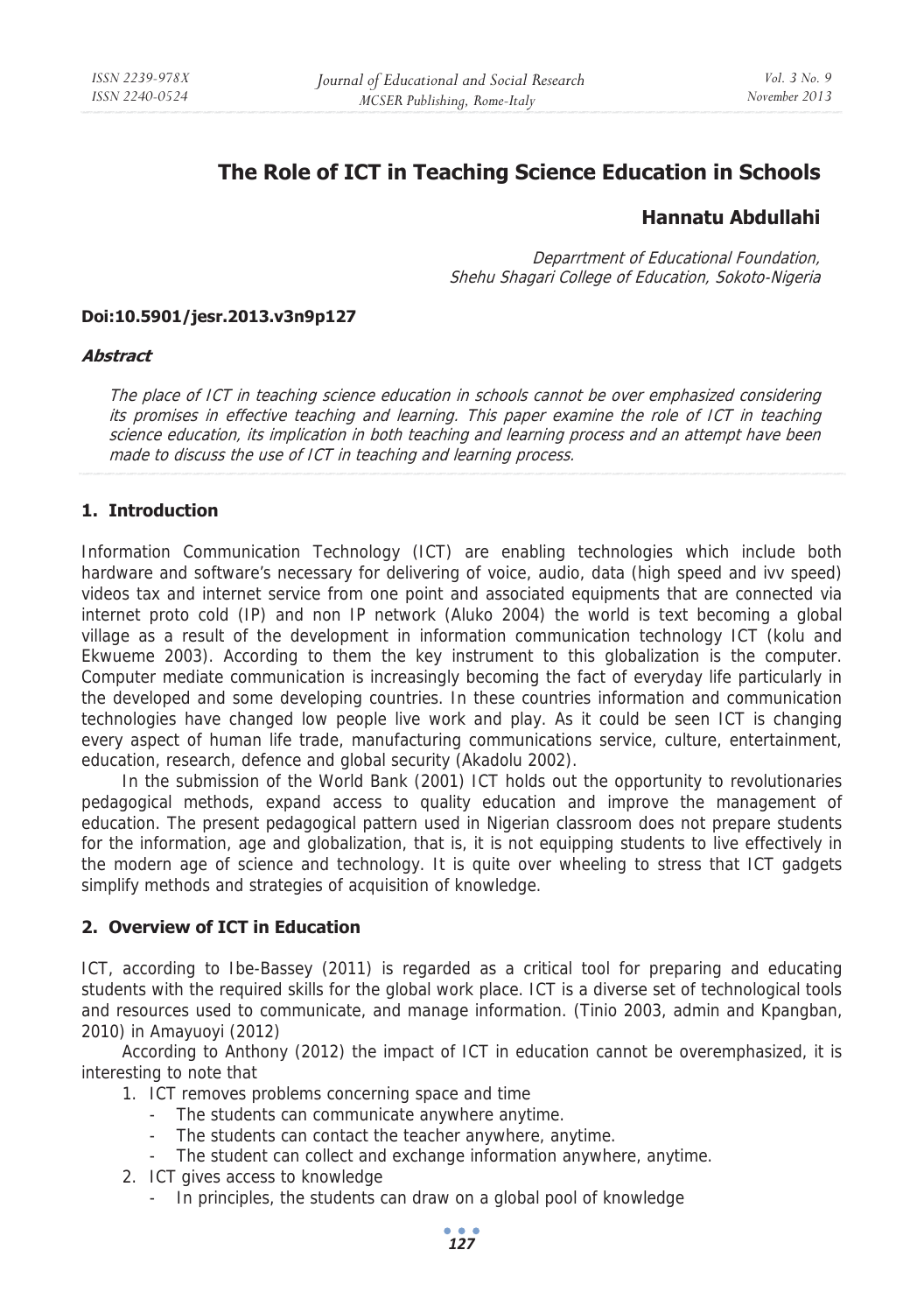# The Role of ICT in Teaching Science Education in Schools

## Hannatu Abdullahi

*Deparrtment of Educational Foundation,*
*Shehu Shagari College of Education, Sokoto-Nigeria*

**Doi:10.5901/jesr.2013.v3n9p127**

***Abstract***

*The place of ICT in teaching science education in schools cannot be over emphasized considering its promises in effective teaching and learning. This paper examine the role of ICT in teaching science education, its implication in both teaching and learning process and an attempt have been made to discuss the use of ICT in teaching and learning process.*

## 1. Introduction

Information Communication Technology (ICT) are enabling technologies which include both hardware and software's necessary for delivering of voice, audio, data (high speed and ivv speed) videos tax and internet service from one point and associated equipments that are connected via internet proto cold (IP) and non IP network (Aluko 2004) the world is text becoming a global village as a result of the development in information communication technology ICT (kolu and Ekwueme 2003). According to them the key instrument to this globalization is the computer. Computer mediate communication is increasingly becoming the fact of everyday life particularly in the developed and some developing countries. In these countries information and communication technologies have changed low people live work and play. As it could be seen ICT is changing every aspect of human life trade, manufacturing communications service, culture, entertainment, education, research, defence and global security (Akadolu 2002).

In the submission of the World Bank (2001) ICT holds out the opportunity to revolutionaries pedagogical methods, expand access to quality education and improve the management of education. The present pedagogical pattern used in Nigerian classroom does not prepare students for the information, age and globalization, that is, it is not equipping students to live effectively in the modern age of science and technology. It is quite over wheeling to stress that ICT gadgets simplify methods and strategies of acquisition of knowledge.

## 2. Overview of ICT in Education

ICT, according to Ibe-Bassey (2011) is regarded as a critical tool for preparing and educating students with the required skills for the global work place. ICT is a diverse set of technological tools and resources used to communicate, and manage information. (Tinio 2003, admin and Kpangban, 2010) in Amayuoyi (2012)

According to Anthony (2012) the impact of ICT in education cannot be overemphasized, it is interesting to note that

1. ICT removes problems concerning space and time
   - The students can communicate anywhere anytime.
   - The students can contact the teacher anywhere, anytime.
   - The student can collect and exchange information anywhere, anytime.
2. ICT gives access to knowledge
   - In principles, the students can draw on a global pool of knowledge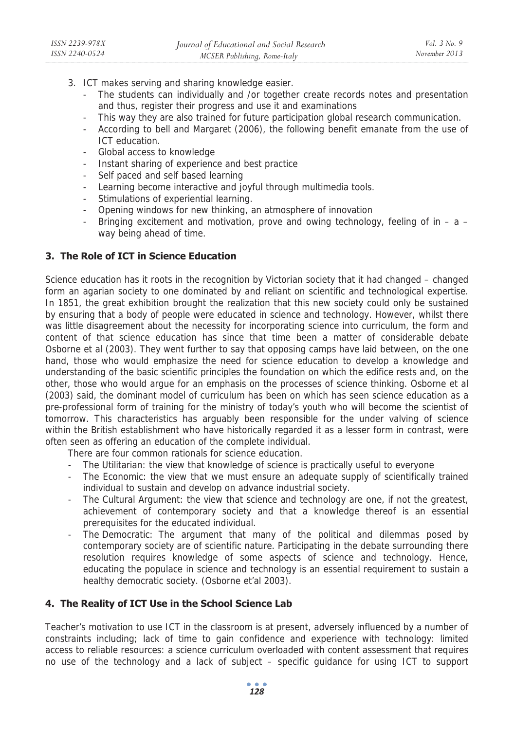3. ICT makes serving and sharing knowledge easier.
   - The students can individually and /or together create records notes and presentation and thus, register their progress and use it and examinations
   - This way they are also trained for future participation global research communication.
   - According to bell and Margaret (2006), the following benefit emanate from the use of ICT education.
   - Global access to knowledge
   - Instant sharing of experience and best practice
   - Self paced and self based learning
   - Learning become interactive and joyful through multimedia tools.
   - Stimulations of experiential learning.
   - Opening windows for new thinking, an atmosphere of innovation
   - Bringing excitement and motivation, prove and owing technology, feeling of in – a – way being ahead of time.

## 3. The Role of ICT in Science Education

Science education has it roots in the recognition by Victorian society that it had changed – changed form an agarian society to one dominated by and reliant on scientific and technological expertise. In 1851, the great exhibition brought the realization that this new society could only be sustained by ensuring that a body of people were educated in science and technology. However, whilst there was little disagreement about the necessity for incorporating science into curriculum, the form and content of that science education has since that time been a matter of considerable debate Osborne et al (2003). They went further to say that opposing camps have laid between, on the one hand, those who would emphasize the need for science education to develop a knowledge and understanding of the basic scientific principles the foundation on which the edifice rests and, on the other, those who would argue for an emphasis on the processes of science thinking. Osborne et al (2003) said, the dominant model of curriculum has been on which has seen science education as a pre-professional form of training for the ministry of today's youth who will become the scientist of tomorrow. This characteristics has arguably been responsible for the under valving of science within the British establishment who have historically regarded it as a lesser form in contrast, were often seen as offering an education of the complete individual.

There are four common rationals for science education.

- The Utilitarian: the view that knowledge of science is practically useful to everyone
- The Economic: the view that we must ensure an adequate supply of scientifically trained individual to sustain and develop on advance industrial society.
- The Cultural Argument: the view that science and technology are one, if not the greatest, achievement of contemporary society and that a knowledge thereof is an essential prerequisites for the educated individual.
- The Democratic: The argument that many of the political and dilemmas posed by contemporary society are of scientific nature. Participating in the debate surrounding there resolution requires knowledge of some aspects of science and technology. Hence, educating the populace in science and technology is an essential requirement to sustain a healthy democratic society. (Osborne et'al 2003).

## 4. The Reality of ICT Use in the School Science Lab

Teacher's motivation to use ICT in the classroom is at present, adversely influenced by a number of constraints including; lack of time to gain confidence and experience with technology: limited access to reliable resources: a science curriculum overloaded with content assessment that requires no use of the technology and a lack of subject – specific guidance for using ICT to support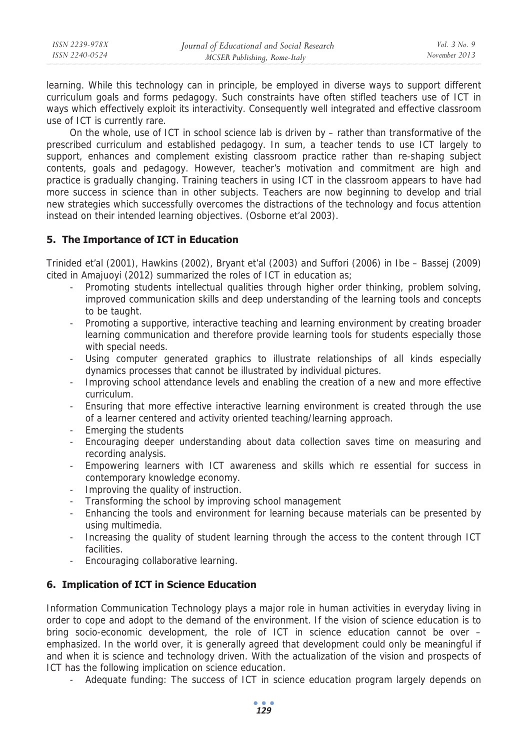learning. While this technology can in principle, be employed in diverse ways to support different curriculum goals and forms pedagogy. Such constraints have often stifled teachers use of ICT in ways which effectively exploit its interactivity. Consequently well integrated and effective classroom use of ICT is currently rare.

On the whole, use of ICT in school science lab is driven by – rather than transformative of the prescribed curriculum and established pedagogy. In sum, a teacher tends to use ICT largely to support, enhances and complement existing classroom practice rather than re-shaping subject contents, goals and pedagogy. However, teacher's motivation and commitment are high and practice is gradually changing. Training teachers in using ICT in the classroom appears to have had more success in science than in other subjects. Teachers are now beginning to develop and trial new strategies which successfully overcomes the distractions of the technology and focus attention instead on their intended learning objectives. (Osborne et'al 2003).

## 5. The Importance of ICT in Education

Trinided et'al (2001), Hawkins (2002), Bryant et'al (2003) and Suffori (2006) in Ibe – Bassej (2009) cited in Amajuoyi (2012) summarized the roles of ICT in education as;

- Promoting students intellectual qualities through higher order thinking, problem solving, improved communication skills and deep understanding of the learning tools and concepts to be taught.
- Promoting a supportive, interactive teaching and learning environment by creating broader learning communication and therefore provide learning tools for students especially those with special needs.
- Using computer generated graphics to illustrate relationships of all kinds especially dynamics processes that cannot be illustrated by individual pictures.
- Improving school attendance levels and enabling the creation of a new and more effective curriculum.
- Ensuring that more effective interactive learning environment is created through the use of a learner centered and activity oriented teaching/learning approach.
- Emerging the students
- Encouraging deeper understanding about data collection saves time on measuring and recording analysis.
- Empowering learners with ICT awareness and skills which re essential for success in contemporary knowledge economy.
- Improving the quality of instruction.
- Transforming the school by improving school management
- Enhancing the tools and environment for learning because materials can be presented by using multimedia.
- Increasing the quality of student learning through the access to the content through ICT facilities.
- Encouraging collaborative learning.

## 6. Implication of ICT in Science Education

Information Communication Technology plays a major role in human activities in everyday living in order to cope and adopt to the demand of the environment. If the vision of science education is to bring socio-economic development, the role of ICT in science education cannot be over – emphasized. In the world over, it is generally agreed that development could only be meaningful if and when it is science and technology driven. With the actualization of the vision and prospects of ICT has the following implication on science education.

- Adequate funding: The success of ICT in science education program largely depends on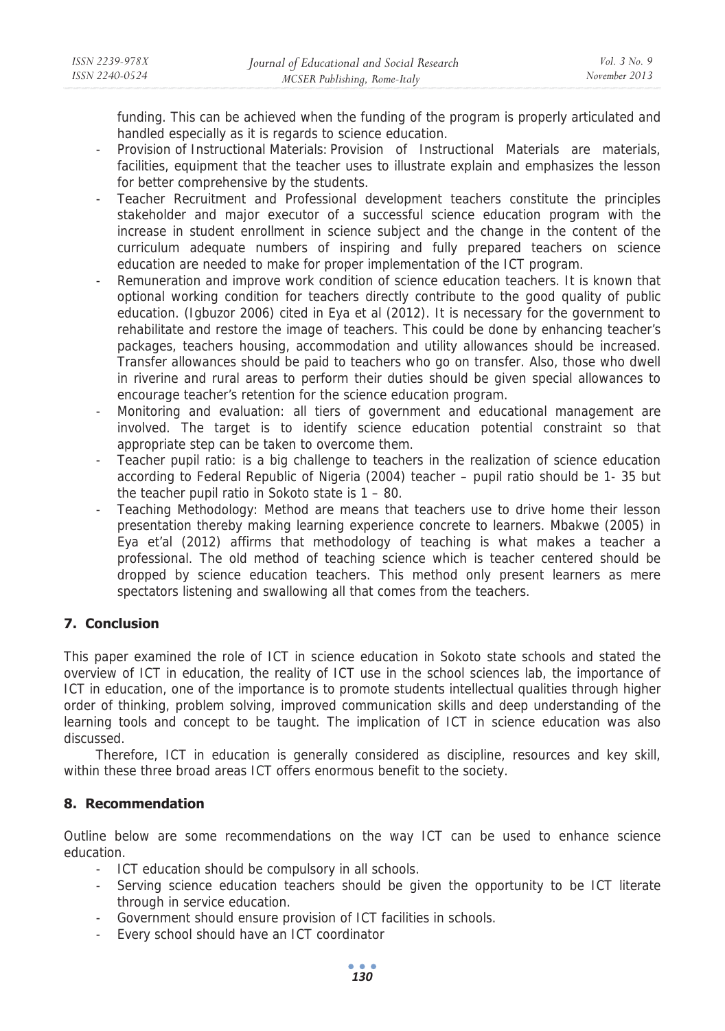funding. This can be achieved when the funding of the program is properly articulated and handled especially as it is regards to science education.

- Provision of Instructional Materials: Provision of Instructional Materials are materials, facilities, equipment that the teacher uses to illustrate explain and emphasizes the lesson for better comprehensive by the students.
- Teacher Recruitment and Professional development teachers constitute the principles stakeholder and major executor of a successful science education program with the increase in student enrollment in science subject and the change in the content of the curriculum adequate numbers of inspiring and fully prepared teachers on science education are needed to make for proper implementation of the ICT program.
- Remuneration and improve work condition of science education teachers. It is known that optional working condition for teachers directly contribute to the good quality of public education. (Igbuzor 2006) cited in Eya et al (2012). It is necessary for the government to rehabilitate and restore the image of teachers. This could be done by enhancing teacher's packages, teachers housing, accommodation and utility allowances should be increased. Transfer allowances should be paid to teachers who go on transfer. Also, those who dwell in riverine and rural areas to perform their duties should be given special allowances to encourage teacher's retention for the science education program.
- Monitoring and evaluation: all tiers of government and educational management are involved. The target is to identify science education potential constraint so that appropriate step can be taken to overcome them.
- Teacher pupil ratio: is a big challenge to teachers in the realization of science education according to Federal Republic of Nigeria (2004) teacher – pupil ratio should be 1- 35 but the teacher pupil ratio in Sokoto state is 1 – 80.
- Teaching Methodology: Method are means that teachers use to drive home their lesson presentation thereby making learning experience concrete to learners. Mbakwe (2005) in Eya et'al (2012) affirms that methodology of teaching is what makes a teacher a professional. The old method of teaching science which is teacher centered should be dropped by science education teachers. This method only present learners as mere spectators listening and swallowing all that comes from the teachers.

## 7. Conclusion

This paper examined the role of ICT in science education in Sokoto state schools and stated the overview of ICT in education, the reality of ICT use in the school sciences lab, the importance of ICT in education, one of the importance is to promote students intellectual qualities through higher order of thinking, problem solving, improved communication skills and deep understanding of the learning tools and concept to be taught. The implication of ICT in science education was also discussed.

Therefore, ICT in education is generally considered as discipline, resources and key skill, within these three broad areas ICT offers enormous benefit to the society.

## 8. Recommendation

Outline below are some recommendations on the way ICT can be used to enhance science education.

- ICT education should be compulsory in all schools.
- Serving science education teachers should be given the opportunity to be ICT literate through in service education.
- Government should ensure provision of ICT facilities in schools.
- Every school should have an ICT coordinator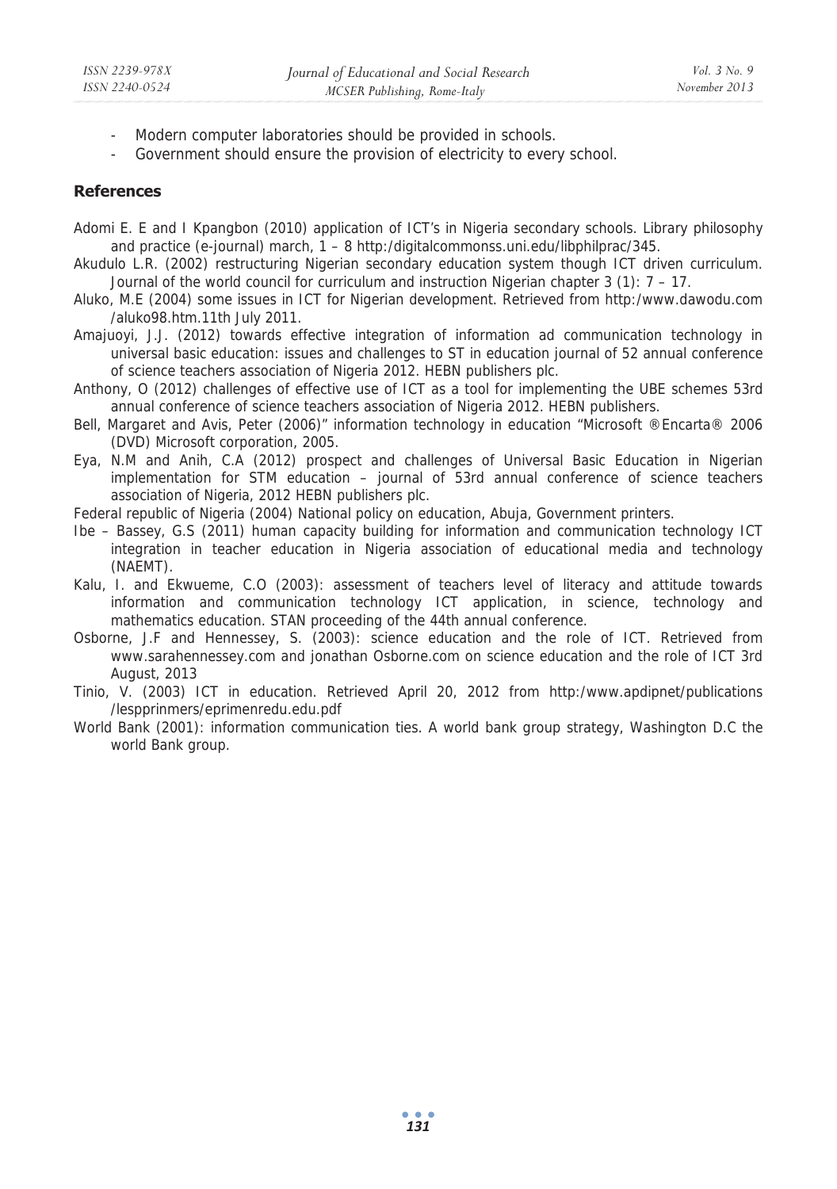- Modern computer laboratories should be provided in schools.
- Government should ensure the provision of electricity to every school.

## References

Adomi E. E and I Kpangbon (2010) application of ICT's in Nigeria secondary schools. Library philosophy and practice (e-journal) march, 1 – 8 http:/digitalcommonss.uni.edu/libphilprac/345.

Akudulo L.R. (2002) restructuring Nigerian secondary education system though ICT driven curriculum. Journal of the world council for curriculum and instruction Nigerian chapter 3 (1): 7 – 17.

Aluko, M.E (2004) some issues in ICT for Nigerian development. Retrieved from http:/www.dawodu.com /aluko98.htm.11th July 2011.

Amajuoyi, J.J. (2012) towards effective integration of information ad communication technology in universal basic education: issues and challenges to ST in education journal of 52 annual conference of science teachers association of Nigeria 2012. HEBN publishers plc.

Anthony, O (2012) challenges of effective use of ICT as a tool for implementing the UBE schemes 53rd annual conference of science teachers association of Nigeria 2012. HEBN publishers.

Bell, Margaret and Avis, Peter (2006)" information technology in education "Microsoft ®Encarta® 2006 (DVD) Microsoft corporation, 2005.

Eya, N.M and Anih, C.A (2012) prospect and challenges of Universal Basic Education in Nigerian implementation for STM education – journal of 53rd annual conference of science teachers association of Nigeria, 2012 HEBN publishers plc.

Federal republic of Nigeria (2004) National policy on education, Abuja, Government printers.

Ibe – Bassey, G.S (2011) human capacity building for information and communication technology ICT integration in teacher education in Nigeria association of educational media and technology (NAEMT).

Kalu, I. and Ekwueme, C.O (2003): assessment of teachers level of literacy and attitude towards information and communication technology ICT application, in science, technology and mathematics education. STAN proceeding of the 44th annual conference.

Osborne, J.F and Hennessey, S. (2003): science education and the role of ICT. Retrieved from www.sarahennessey.com and jonathan Osborne.com on science education and the role of ICT 3rd August, 2013

Tinio, V. (2003) ICT in education. Retrieved April 20, 2012 from http:/www.apdipnet/publications /lespprinmers/eprimenredu.edu.pdf

World Bank (2001): information communication ties. A world bank group strategy, Washington D.C the world Bank group.